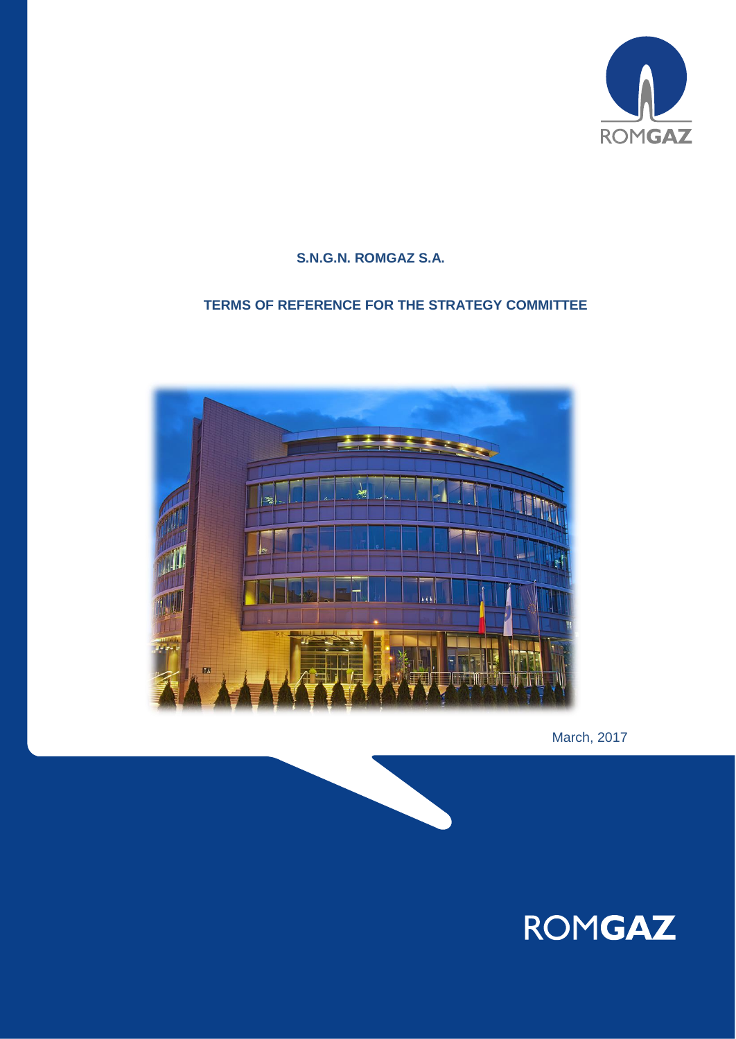# S.N.G.N. ROMGAZ S.A.

## TERMS OF REFERENCE FOR THE STRATEGY COMMITTEE

March, 2017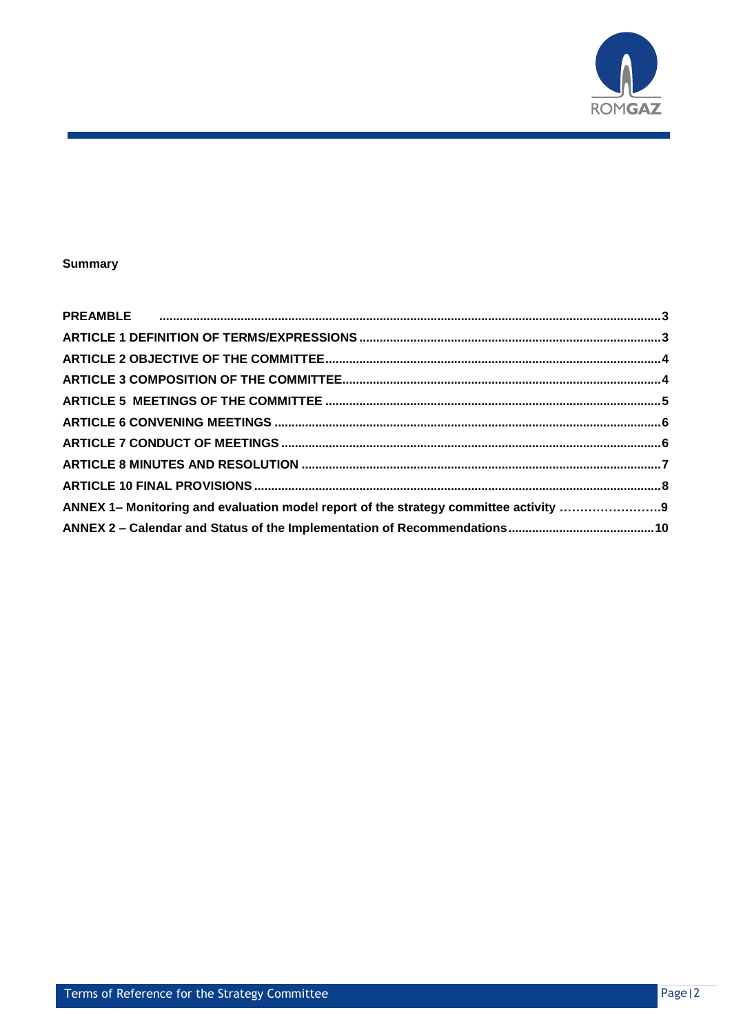**Summary**

| | |
|---|---|
| **PREAMBLE** | **3** |
| **ARTICLE 1 DEFINITION OF TERMS/EXPRESSIONS** | **3** |
| **ARTICLE 2 OBJECTIVE OF THE COMMITTEE** | **4** |
| **ARTICLE 3 COMPOSITION OF THE COMMITTEE** | **4** |
| **ARTICLE 5 MEETINGS OF THE COMMITTEE** | **5** |
| **ARTICLE 6 CONVENING MEETINGS** | **6** |
| **ARTICLE 7 CONDUCT OF MEETINGS** | **6** |
| **ARTICLE 8 MINUTES AND RESOLUTION** | **7** |
| **ARTICLE 10 FINAL PROVISIONS** | **8** |
| **ANNEX 1– Monitoring and evaluation model report of the strategy committee activity** | **9** |
| **ANNEX 2 – Calendar and Status of the Implementation of Recommendations** | **10** |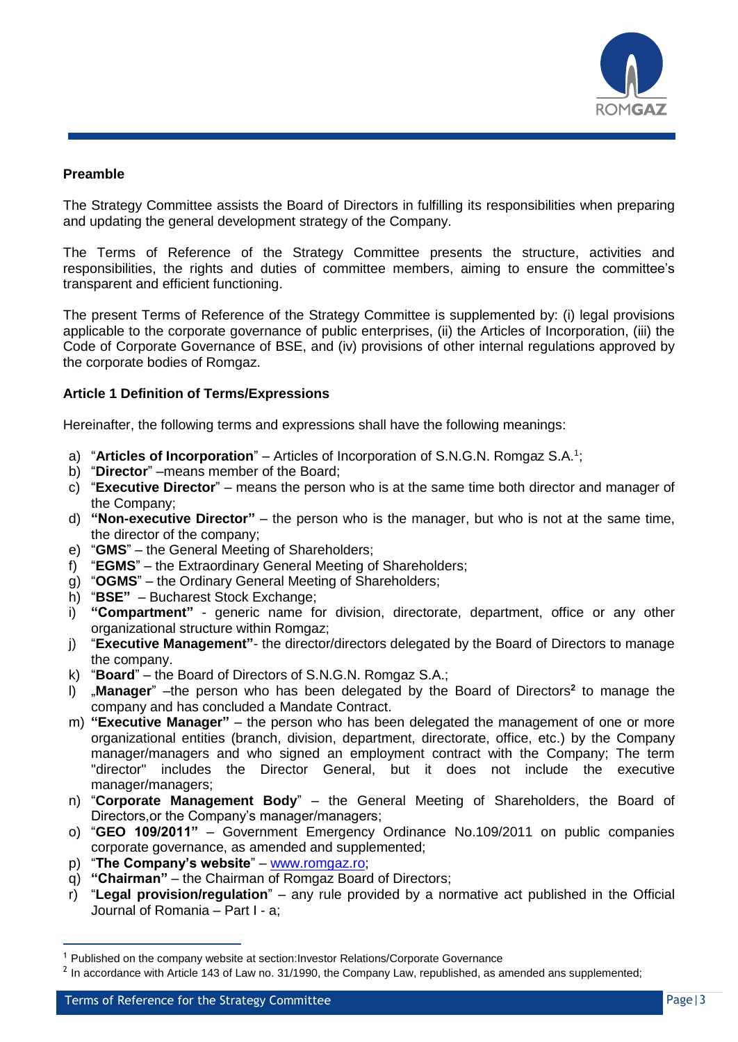### Preamble

The Strategy Committee assists the Board of Directors in fulfilling its responsibilities when preparing and updating the general development strategy of the Company.

The Terms of Reference of the Strategy Committee presents the structure, activities and responsibilities, the rights and duties of committee members, aiming to ensure the committee's transparent and efficient functioning.

The present Terms of Reference of the Strategy Committee is supplemented by: (i) legal provisions applicable to the corporate governance of public enterprises, (ii) the Articles of Incorporation, (iii) the Code of Corporate Governance of BSE, and (iv) provisions of other internal regulations approved by the corporate bodies of Romgaz.

### Article 1 Definition of Terms/Expressions

Hereinafter, the following terms and expressions shall have the following meanings:

a) "**Articles of Incorporation**" – Articles of Incorporation of S.N.G.N. Romgaz S.A.[1];
b) "**Director**" –means member of the Board;
c) "**Executive Director**" – means the person who is at the same time both director and manager of the Company;
d) **"Non-executive Director"** – the person who is the manager, but who is not at the same time, the director of the company;
e) "**GMS**" – the General Meeting of Shareholders;
f) "**EGMS**" – the Extraordinary General Meeting of Shareholders;
g) "**OGMS**" – the Ordinary General Meeting of Shareholders;
h) "**BSE"** – Bucharest Stock Exchange;
i) **"Compartment"** - generic name for division, directorate, department, office or any other organizational structure within Romgaz;
j) "**Executive Management"**- the director/directors delegated by the Board of Directors to manage the company.
k) "**Board**" – the Board of Directors of S.N.G.N. Romgaz S.A.;
l) „**Manager**" –the person who has been delegated by the Board of Directors[2] to manage the company and has concluded a Mandate Contract.
m) **"Executive Manager"** – the person who has been delegated the management of one or more organizational entities (branch, division, department, directorate, office, etc.) by the Company manager/managers and who signed an employment contract with the Company; The term "director" includes the Director General, but it does not include the executive manager/managers;
n) "**Corporate Management Body**" – the General Meeting of Shareholders, the Board of Directors,or the Company's manager/managers;
o) "**GEO 109/2011"** – Government Emergency Ordinance No.109/2011 on public companies corporate governance, as amended and supplemented;
p) "**The Company's website**" – www.romgaz.ro;
q) **"Chairman"** – the Chairman of Romgaz Board of Directors;
r) "**Legal provision/regulation**" – any rule provided by a normative act published in the Official Journal of Romania – Part I - a;

---

[1] Published on the company website at section:Investor Relations/Corporate Governance

[2] In accordance with Article 143 of Law no. 31/1990, the Company Law, republished, as amended ans supplemented;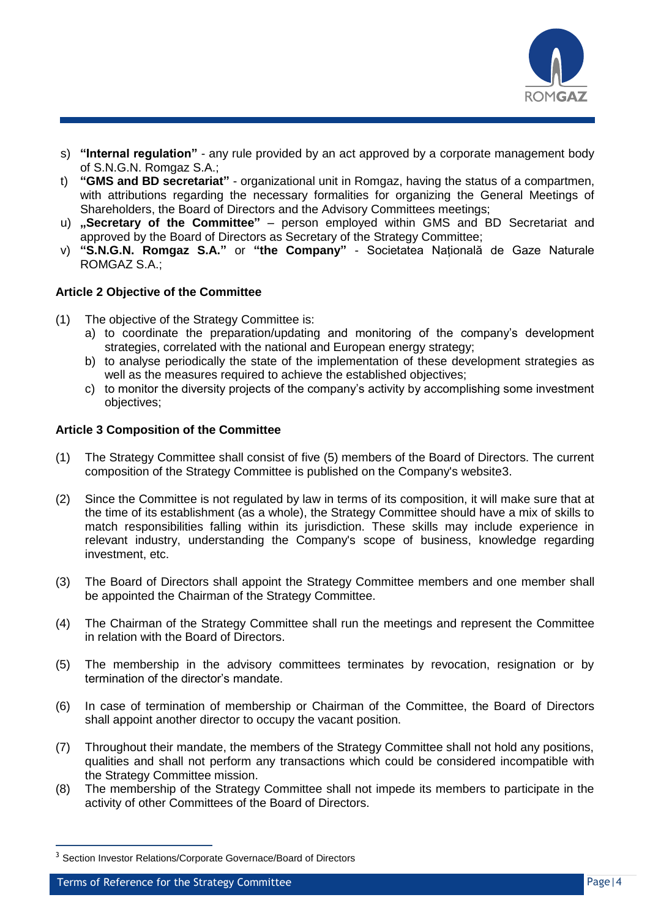s) **"Internal regulation"** - any rule provided by an act approved by a corporate management body of S.N.G.N. Romgaz S.A.;
t) **"GMS and BD secretariat"** - organizational unit in Romgaz, having the status of a compartmen, with attributions regarding the necessary formalities for organizing the General Meetings of Shareholders, the Board of Directors and the Advisory Committees meetings;
u) **„Secretary of the Committee"** – person employed within GMS and BD Secretariat and approved by the Board of Directors as Secretary of the Strategy Committee;
v) **"S.N.G.N. Romgaz S.A."** or **"the Company"** - Societatea Națională de Gaze Naturale ROMGAZ S.A.;

### Article 2 Objective of the Committee

(1) The objective of the Strategy Committee is:
  a) to coordinate the preparation/updating and monitoring of the company's development strategies, correlated with the national and European energy strategy;
  b) to analyse periodically the state of the implementation of these development strategies as well as the measures required to achieve the established objectives;
  c) to monitor the diversity projects of the company's activity by accomplishing some investment objectives;

### Article 3 Composition of the Committee

(1) The Strategy Committee shall consist of five (5) members of the Board of Directors. The current composition of the Strategy Committee is published on the Company's website[3].

(2) Since the Committee is not regulated by law in terms of its composition, it will make sure that at the time of its establishment (as a whole), the Strategy Committee should have a mix of skills to match responsibilities falling within its jurisdiction. These skills may include experience in relevant industry, understanding the Company's scope of business, knowledge regarding investment, etc.

(3) The Board of Directors shall appoint the Strategy Committee members and one member shall be appointed the Chairman of the Strategy Committee.

(4) The Chairman of the Strategy Committee shall run the meetings and represent the Committee in relation with the Board of Directors.

(5) The membership in the advisory committees terminates by revocation, resignation or by termination of the director's mandate.

(6) In case of termination of membership or Chairman of the Committee, the Board of Directors shall appoint another director to occupy the vacant position.

(7) Throughout their mandate, the members of the Strategy Committee shall not hold any positions, qualities and shall not perform any transactions which could be considered incompatible with the Strategy Committee mission.

(8) The membership of the Strategy Committee shall not impede its members to participate in the activity of other Committees of the Board of Directors.

---

[3] Section Investor Relations/Corporate Governace/Board of Directors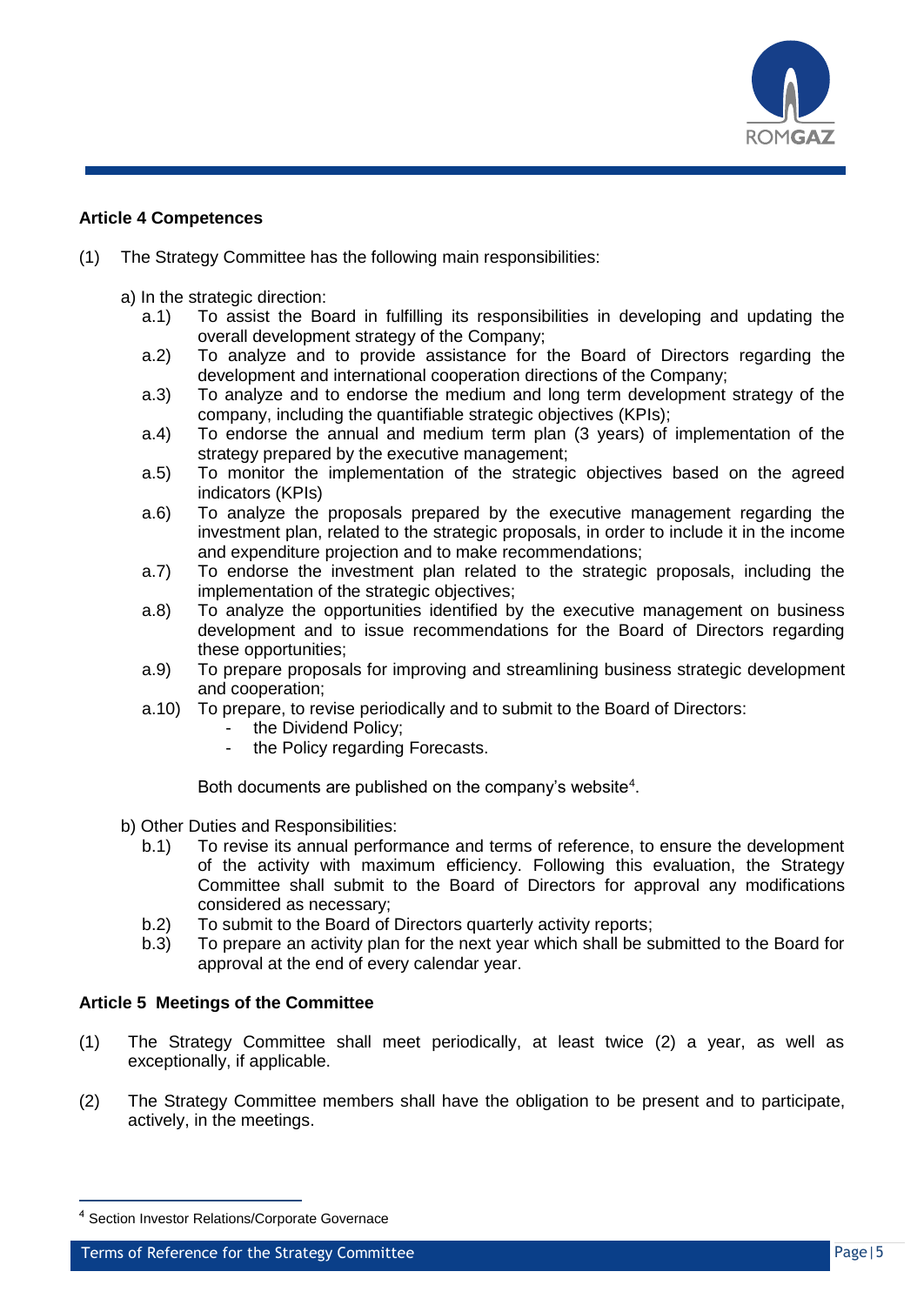### Article 4 Competences

(1) The Strategy Committee has the following main responsibilities:

a) In the strategic direction:

- a.1) To assist the Board in fulfilling its responsibilities in developing and updating the overall development strategy of the Company;
- a.2) To analyze and to provide assistance for the Board of Directors regarding the development and international cooperation directions of the Company;
- a.3) To analyze and to endorse the medium and long term development strategy of the company, including the quantifiable strategic objectives (KPIs);
- a.4) To endorse the annual and medium term plan (3 years) of implementation of the strategy prepared by the executive management;
- a.5) To monitor the implementation of the strategic objectives based on the agreed indicators (KPIs)
- a.6) To analyze the proposals prepared by the executive management regarding the investment plan, related to the strategic proposals, in order to include it in the income and expenditure projection and to make recommendations;
- a.7) To endorse the investment plan related to the strategic proposals, including the implementation of the strategic objectives;
- a.8) To analyze the opportunities identified by the executive management on business development and to issue recommendations for the Board of Directors regarding these opportunities;
- a.9) To prepare proposals for improving and streamlining business strategic development and cooperation;
- a.10) To prepare, to revise periodically and to submit to the Board of Directors:
  - the Dividend Policy;
  - the Policy regarding Forecasts.

  Both documents are published on the company's website[4].

b) Other Duties and Responsibilities:

- b.1) To revise its annual performance and terms of reference, to ensure the development of the activity with maximum efficiency. Following this evaluation, the Strategy Committee shall submit to the Board of Directors for approval any modifications considered as necessary;
- b.2) To submit to the Board of Directors quarterly activity reports;
- b.3) To prepare an activity plan for the next year which shall be submitted to the Board for approval at the end of every calendar year.

### Article 5 Meetings of the Committee

(1) The Strategy Committee shall meet periodically, at least twice (2) a year, as well as exceptionally, if applicable.

(2) The Strategy Committee members shall have the obligation to be present and to participate, actively, in the meetings.

---

[4] Section Investor Relations/Corporate Governace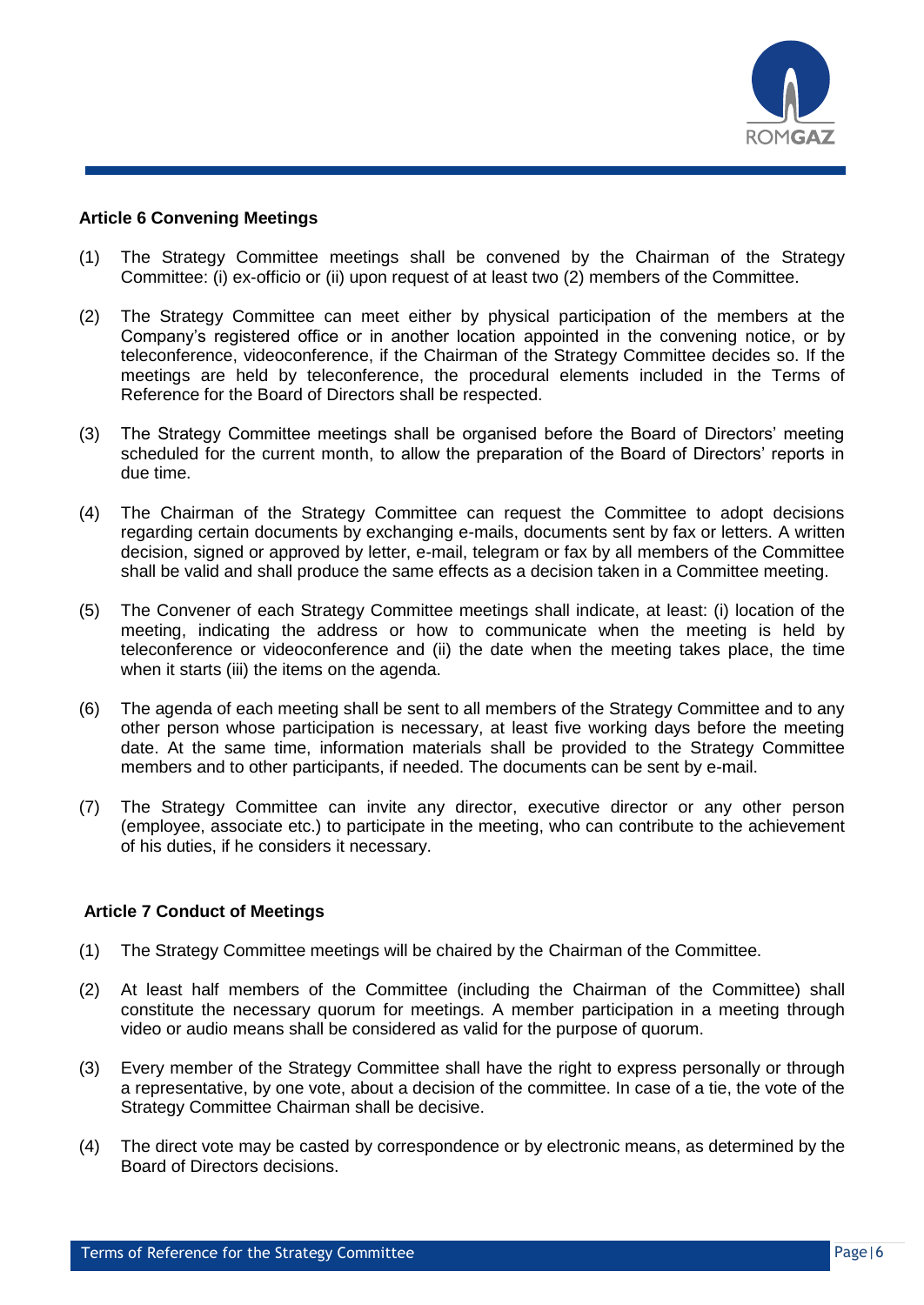### Article 6 Convening Meetings

(1) The Strategy Committee meetings shall be convened by the Chairman of the Strategy Committee: (i) ex-officio or (ii) upon request of at least two (2) members of the Committee.

(2) The Strategy Committee can meet either by physical participation of the members at the Company's registered office or in another location appointed in the convening notice, or by teleconference, videoconference, if the Chairman of the Strategy Committee decides so. If the meetings are held by teleconference, the procedural elements included in the Terms of Reference for the Board of Directors shall be respected.

(3) The Strategy Committee meetings shall be organised before the Board of Directors' meeting scheduled for the current month, to allow the preparation of the Board of Directors' reports in due time.

(4) The Chairman of the Strategy Committee can request the Committee to adopt decisions regarding certain documents by exchanging e-mails, documents sent by fax or letters. A written decision, signed or approved by letter, e-mail, telegram or fax by all members of the Committee shall be valid and shall produce the same effects as a decision taken in a Committee meeting.

(5) The Convener of each Strategy Committee meetings shall indicate, at least: (i) location of the meeting, indicating the address or how to communicate when the meeting is held by teleconference or videoconference and (ii) the date when the meeting takes place, the time when it starts (iii) the items on the agenda.

(6) The agenda of each meeting shall be sent to all members of the Strategy Committee and to any other person whose participation is necessary, at least five working days before the meeting date. At the same time, information materials shall be provided to the Strategy Committee members and to other participants, if needed. The documents can be sent by e-mail.

(7) The Strategy Committee can invite any director, executive director or any other person (employee, associate etc.) to participate in the meeting, who can contribute to the achievement of his duties, if he considers it necessary.

### Article 7 Conduct of Meetings

(1) The Strategy Committee meetings will be chaired by the Chairman of the Committee.

(2) At least half members of the Committee (including the Chairman of the Committee) shall constitute the necessary quorum for meetings. A member participation in a meeting through video or audio means shall be considered as valid for the purpose of quorum.

(3) Every member of the Strategy Committee shall have the right to express personally or through a representative, by one vote, about a decision of the committee. In case of a tie, the vote of the Strategy Committee Chairman shall be decisive.

(4) The direct vote may be casted by correspondence or by electronic means, as determined by the Board of Directors decisions.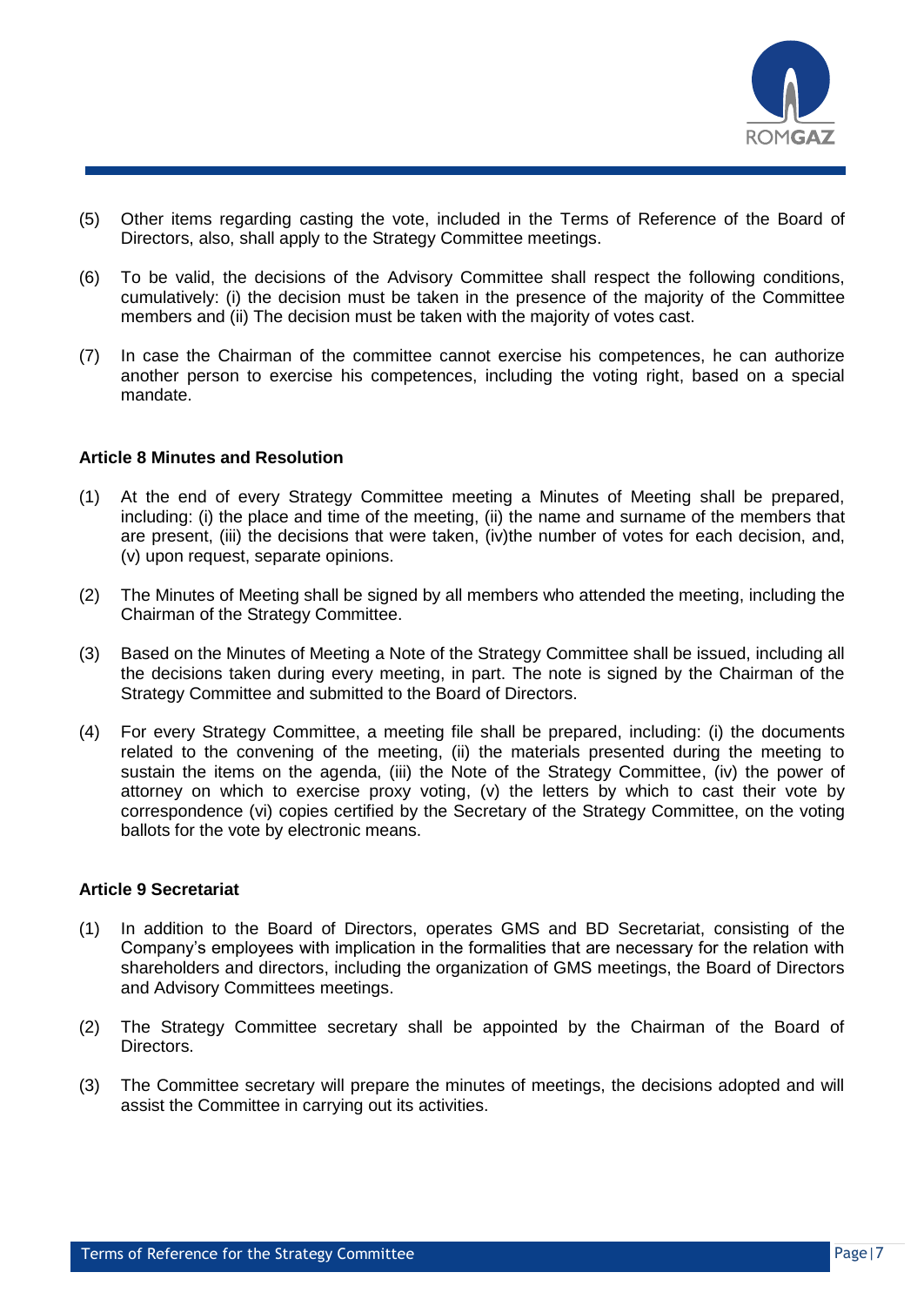(5) Other items regarding casting the vote, included in the Terms of Reference of the Board of Directors, also, shall apply to the Strategy Committee meetings.

(6) To be valid, the decisions of the Advisory Committee shall respect the following conditions, cumulatively: (i) the decision must be taken in the presence of the majority of the Committee members and (ii) The decision must be taken with the majority of votes cast.

(7) In case the Chairman of the committee cannot exercise his competences, he can authorize another person to exercise his competences, including the voting right, based on a special mandate.

**Article 8 Minutes and Resolution**

(1) At the end of every Strategy Committee meeting a Minutes of Meeting shall be prepared, including: (i) the place and time of the meeting, (ii) the name and surname of the members that are present, (iii) the decisions that were taken, (iv)the number of votes for each decision, and, (v) upon request, separate opinions.

(2) The Minutes of Meeting shall be signed by all members who attended the meeting, including the Chairman of the Strategy Committee.

(3) Based on the Minutes of Meeting a Note of the Strategy Committee shall be issued, including all the decisions taken during every meeting, in part. The note is signed by the Chairman of the Strategy Committee and submitted to the Board of Directors.

(4) For every Strategy Committee, a meeting file shall be prepared, including: (i) the documents related to the convening of the meeting, (ii) the materials presented during the meeting to sustain the items on the agenda, (iii) the Note of the Strategy Committee, (iv) the power of attorney on which to exercise proxy voting, (v) the letters by which to cast their vote by correspondence (vi) copies certified by the Secretary of the Strategy Committee, on the voting ballots for the vote by electronic means.

**Article 9 Secretariat**

(1) In addition to the Board of Directors, operates GMS and BD Secretariat, consisting of the Company's employees with implication in the formalities that are necessary for the relation with shareholders and directors, including the organization of GMS meetings, the Board of Directors and Advisory Committees meetings.

(2) The Strategy Committee secretary shall be appointed by the Chairman of the Board of Directors.

(3) The Committee secretary will prepare the minutes of meetings, the decisions adopted and will assist the Committee in carrying out its activities.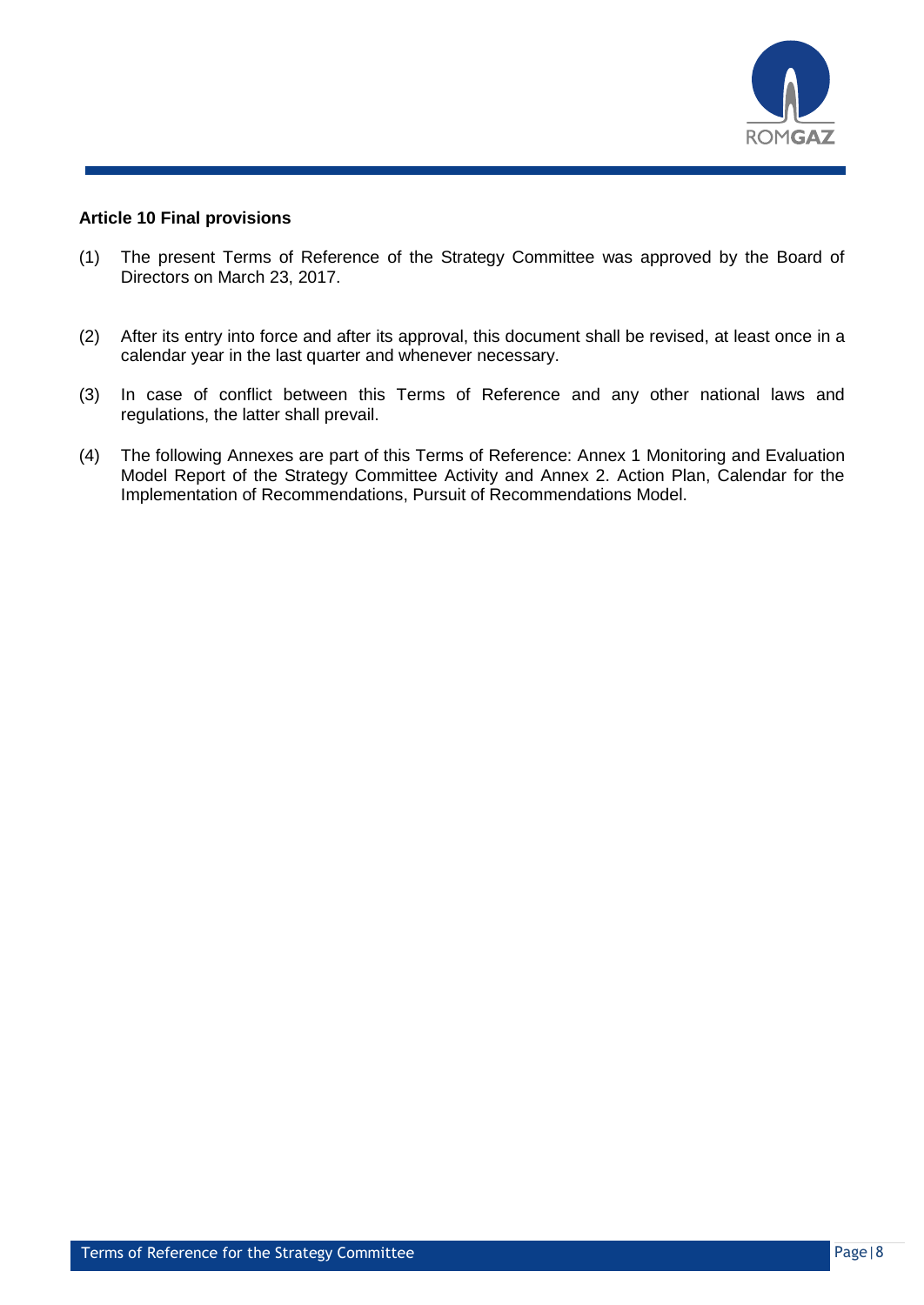**Article 10 Final provisions**

(1) The present Terms of Reference of the Strategy Committee was approved by the Board of Directors on March 23, 2017.

(2) After its entry into force and after its approval, this document shall be revised, at least once in a calendar year in the last quarter and whenever necessary.

(3) In case of conflict between this Terms of Reference and any other national laws and regulations, the latter shall prevail.

(4) The following Annexes are part of this Terms of Reference: Annex 1 Monitoring and Evaluation Model Report of the Strategy Committee Activity and Annex 2. Action Plan, Calendar for the Implementation of Recommendations, Pursuit of Recommendations Model.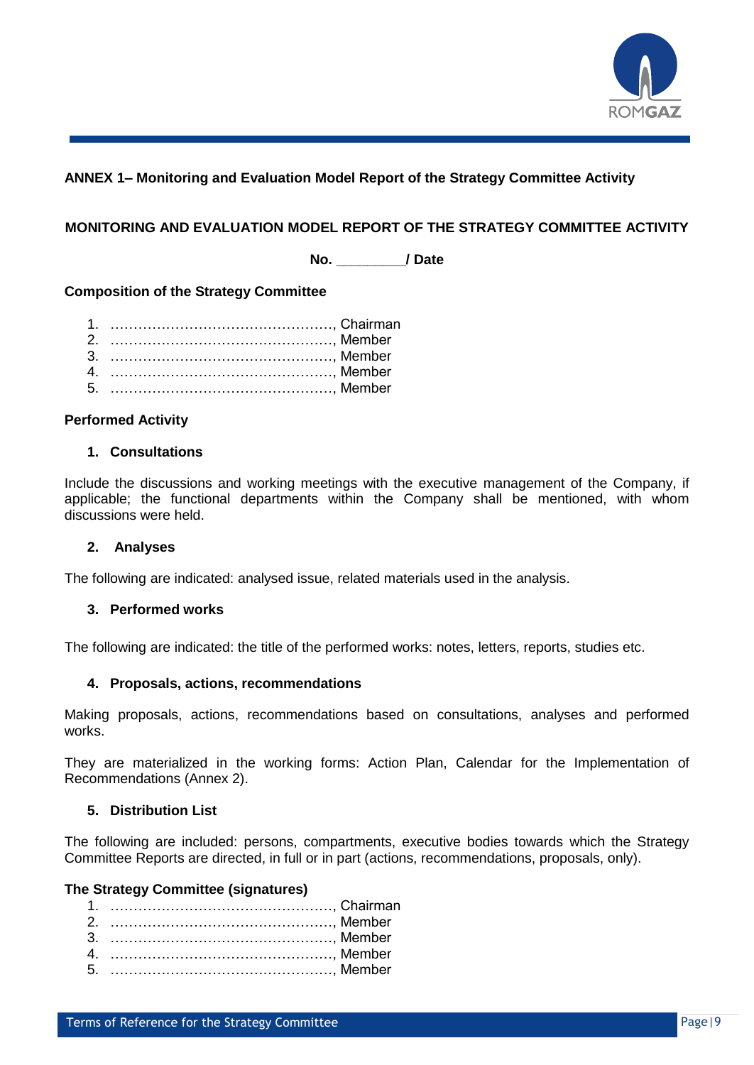## ANNEX 1– Monitoring and Evaluation Model Report of the Strategy Committee Activity

### MONITORING AND EVALUATION MODEL REPORT OF THE STRATEGY COMMITTEE ACTIVITY

**No. ________/ Date**

**Composition of the Strategy Committee**

1. …………………………………………, Chairman
2. …………………………………………, Member
3. …………………………………………, Member
4. …………………………………………, Member
5. …………………………………………, Member

**Performed Activity**

**1. Consultations**

Include the discussions and working meetings with the executive management of the Company, if applicable; the functional departments within the Company shall be mentioned, with whom discussions were held.

**2. Analyses**

The following are indicated: analysed issue, related materials used in the analysis.

**3. Performed works**

The following are indicated: the title of the performed works: notes, letters, reports, studies etc.

**4. Proposals, actions, recommendations**

Making proposals, actions, recommendations based on consultations, analyses and performed works.

They are materialized in the working forms: Action Plan, Calendar for the Implementation of Recommendations (Annex 2).

**5. Distribution List**

The following are included: persons, compartments, executive bodies towards which the Strategy Committee Reports are directed, in full or in part (actions, recommendations, proposals, only).

**The Strategy Committee (signatures)**

1. …………………………………………, Chairman
2. …………………………………………, Member
3. …………………………………………, Member
4. …………………………………………, Member
5. …………………………………………, Member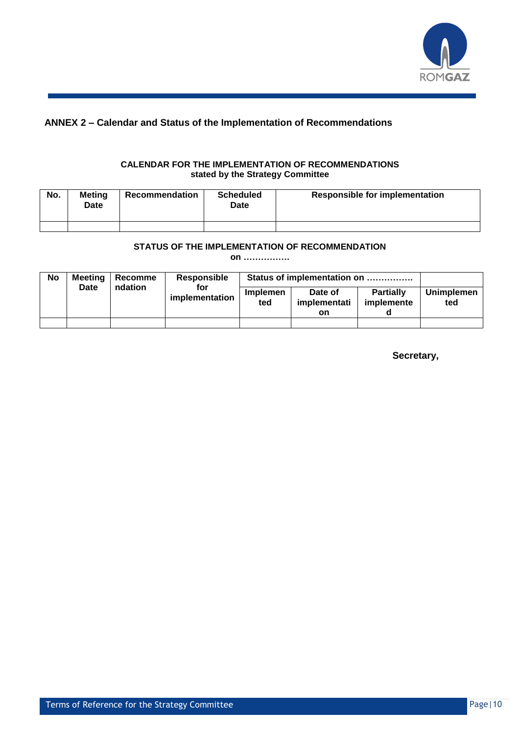## ANNEX 2 – Calendar and Status of the Implementation of Recommendations

**CALENDAR FOR THE IMPLEMENTATION OF RECOMMENDATIONS**
**stated by the Strategy Committee**

| No. | Meting Date | Recommendation | Scheduled Date | Responsible for implementation |
|---|---|---|---|---|
| | | | | |

**STATUS OF THE IMPLEMENTATION OF RECOMMENDATION**
**on …………….**

| No | Meeting Date | Recommendation | Responsible for implementation | Status of implementation on ……………. | | | |
|---|---|---|---|---|---|---|---|
| | | | | Implemented | Date of implementation | Partially implemented | Unimplemented |
| | | | | | | | |

**Secretary,**